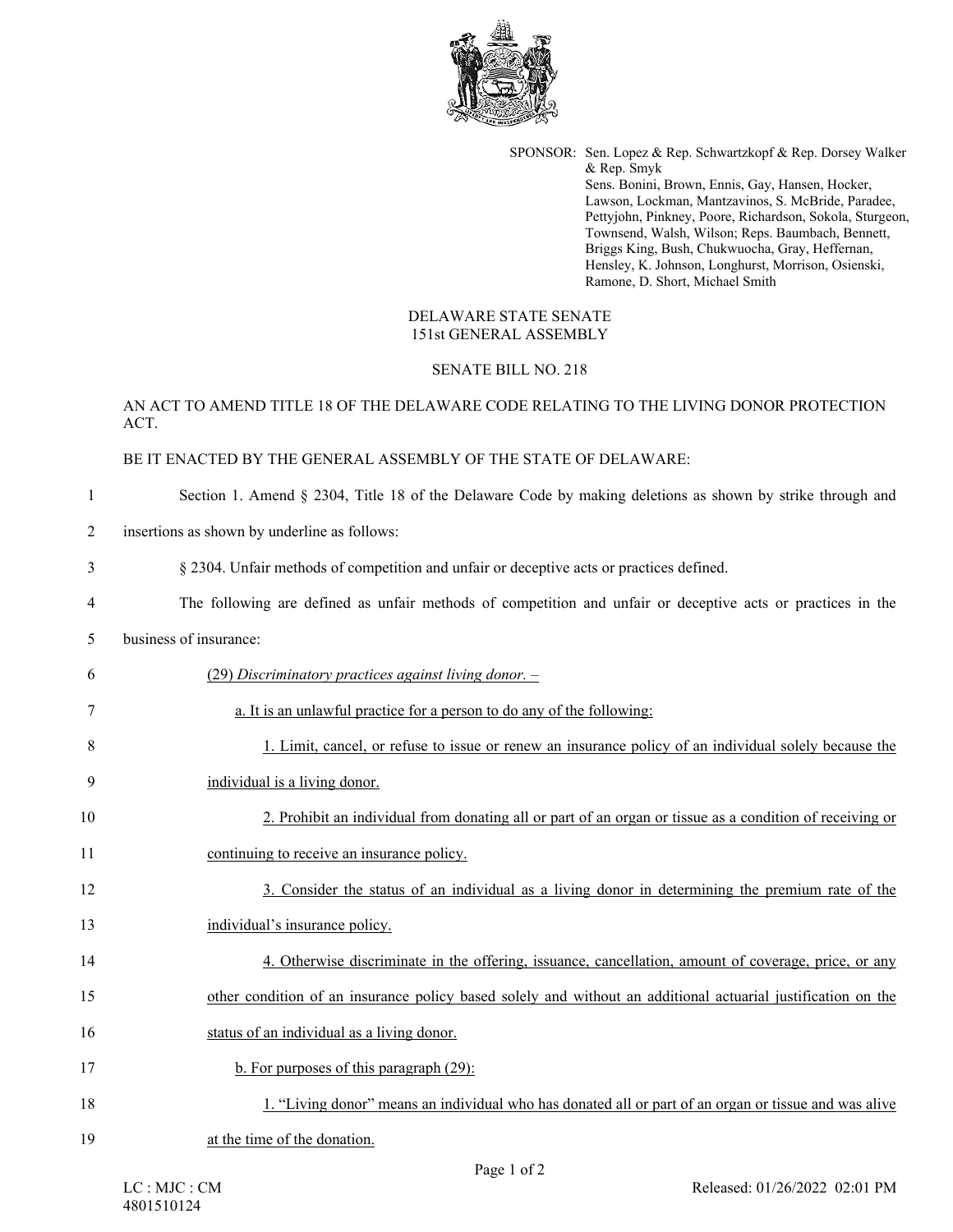SPONSOR: Sen. Lopez & Rep. Schwartzkopf & Rep. Dorsey Walker & Rep. Smyk
Sens. Bonini, Brown, Ennis, Gay, Hansen, Hocker, Lawson, Lockman, Mantzavinos, S. McBride, Paradee, Pettyjohn, Pinkney, Poore, Richardson, Sokola, Sturgeon, Townsend, Walsh, Wilson; Reps. Baumbach, Bennett, Briggs King, Bush, Chukwuocha, Gray, Heffernan, Hensley, K. Johnson, Longhurst, Morrison, Osienski, Ramone, D. Short, Michael Smith

DELAWARE STATE SENATE
151st GENERAL ASSEMBLY

SENATE BILL NO. 218

AN ACT TO AMEND TITLE 18 OF THE DELAWARE CODE RELATING TO THE LIVING DONOR PROTECTION ACT.

BE IT ENACTED BY THE GENERAL ASSEMBLY OF THE STATE OF DELAWARE:

1 Section 1. Amend § 2304, Title 18 of the Delaware Code by making deletions as shown by strike through and
2 insertions as shown by underline as follows:

3 § 2304. Unfair methods of competition and unfair or deceptive acts or practices defined.

4 The following are defined as unfair methods of competition and unfair or deceptive acts or practices in the
5 business of insurance:

6 <u>(29) *Discriminatory practices against living donor. –*</u>

7 <u>a. It is an unlawful practice for a person to do any of the following:</u>

8 <u>1. Limit, cancel, or refuse to issue or renew an insurance policy of an individual solely because the</u>
9 <u>individual is a living donor.</u>

10 <u>2. Prohibit an individual from donating all or part of an organ or tissue as a condition of receiving or</u>
11 <u>continuing to receive an insurance policy.</u>

12 <u>3. Consider the status of an individual as a living donor in determining the premium rate of the</u>
13 <u>individual's insurance policy.</u>

14 <u>4. Otherwise discriminate in the offering, issuance, cancellation, amount of coverage, price, or any</u>
15 <u>other condition of an insurance policy based solely and without an additional actuarial justification on the</u>
16 <u>status of an individual as a living donor.</u>

17 <u>b. For purposes of this paragraph (29):</u>

18 <u>1. "Living donor" means an individual who has donated all or part of an organ or tissue and was alive</u>
19 <u>at the time of the donation.</u>

LC : MJC : CM
4801510124

Released: 01/26/2022 02:01 PM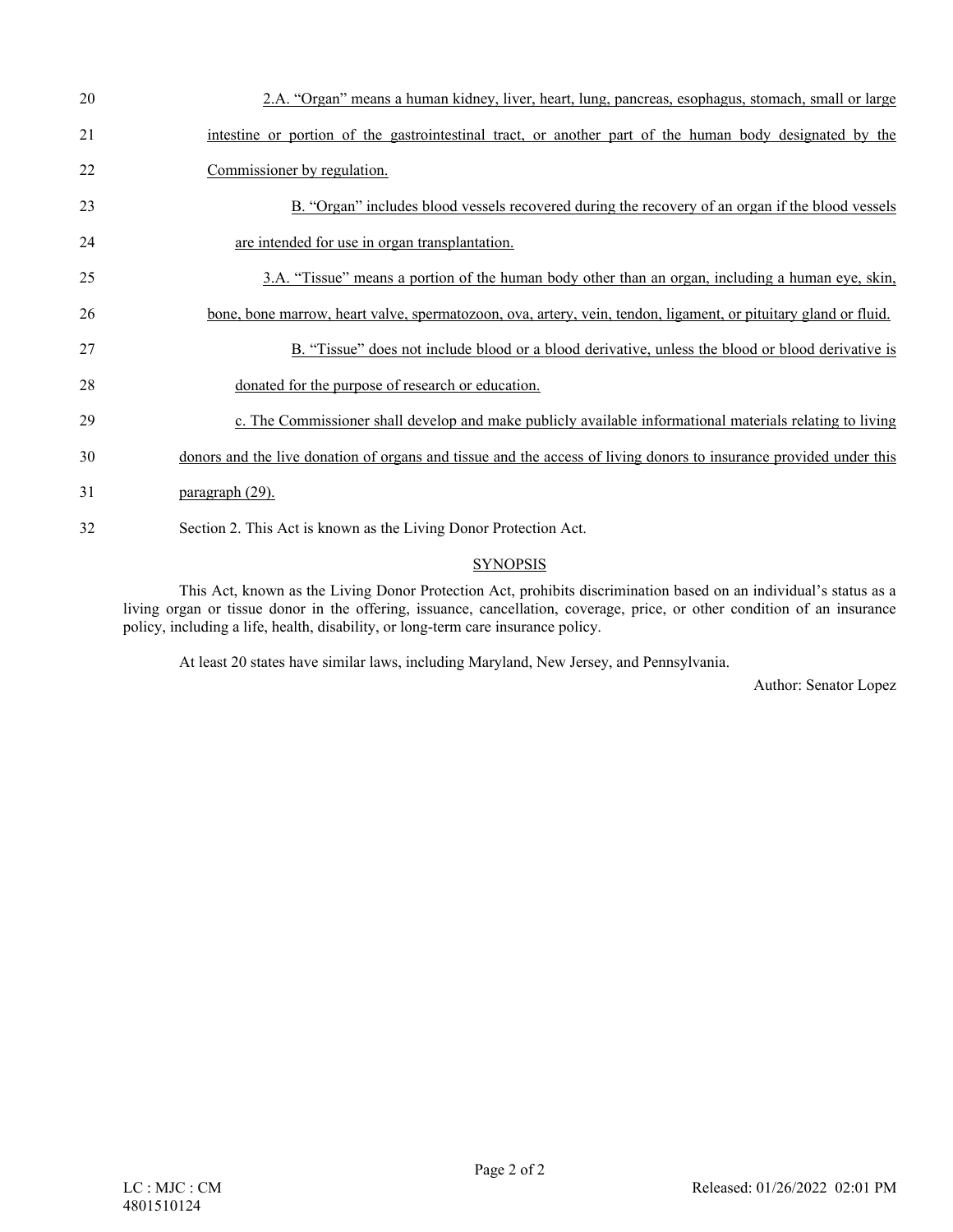2.A. "Organ" means a human kidney, liver, heart, lung, pancreas, esophagus, stomach, small or large intestine or portion of the gastrointestinal tract, or another part of the human body designated by the Commissioner by regulation.

B. "Organ" includes blood vessels recovered during the recovery of an organ if the blood vessels are intended for use in organ transplantation.

3.A. "Tissue" means a portion of the human body other than an organ, including a human eye, skin, bone, bone marrow, heart valve, spermatozoon, ova, artery, vein, tendon, ligament, or pituitary gland or fluid.

B. "Tissue" does not include blood or a blood derivative, unless the blood or blood derivative is donated for the purpose of research or education.

c. The Commissioner shall develop and make publicly available informational materials relating to living donors and the live donation of organs and tissue and the access of living donors to insurance provided under this paragraph (29).

Section 2. This Act is known as the Living Donor Protection Act.

## SYNOPSIS

This Act, known as the Living Donor Protection Act, prohibits discrimination based on an individual's status as a living organ or tissue donor in the offering, issuance, cancellation, coverage, price, or other condition of an insurance policy, including a life, health, disability, or long-term care insurance policy.

At least 20 states have similar laws, including Maryland, New Jersey, and Pennsylvania.

Author: Senator Lopez

LC : MJC : CM
4801510124

Released: 01/26/2022 02:01 PM